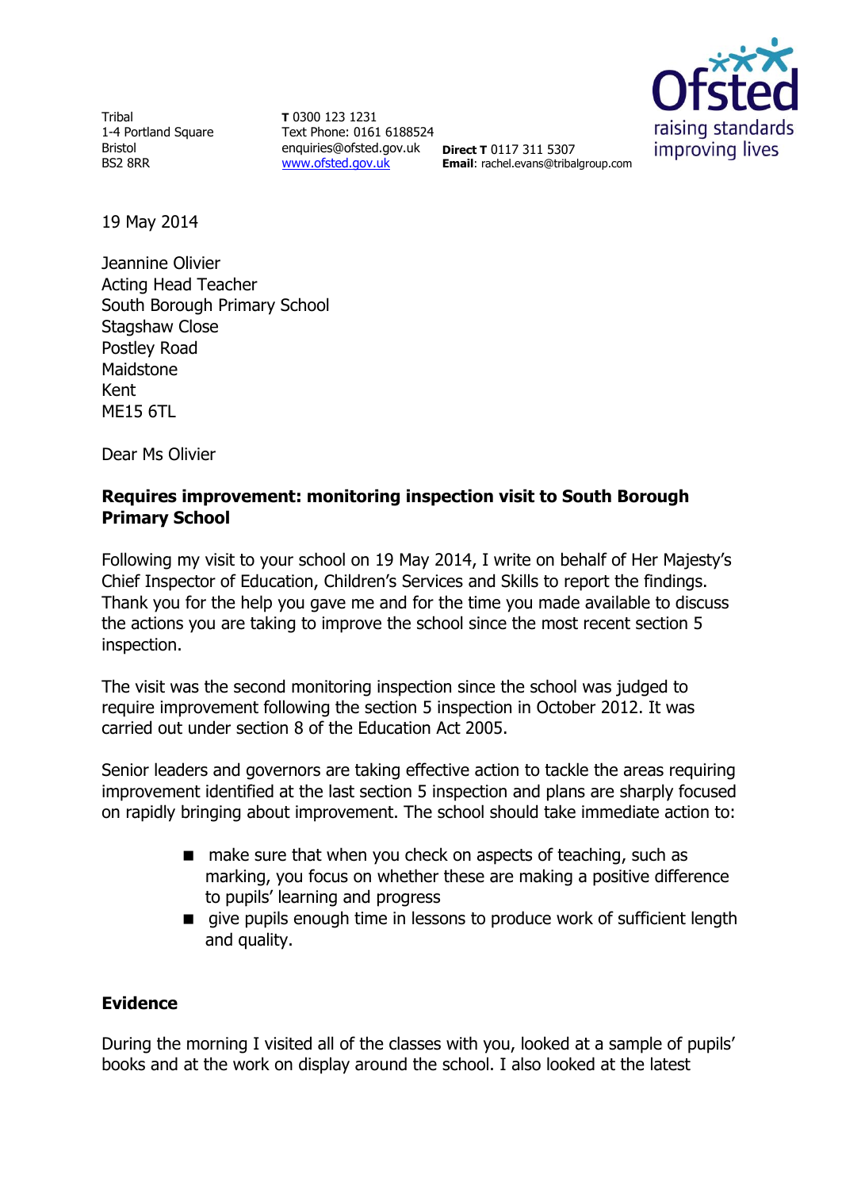Tribal
1-4 Portland Square
Bristol
BS2 8RR

**T** 0300 123 1231
Text Phone: 0161 6188524
enquiries@ofsted.gov.uk
www.ofsted.gov.uk

**Direct T** 0117 311 5307
**Email**: rachel.evans@tribalgroup.com

19 May 2014

Jeannine Olivier
Acting Head Teacher
South Borough Primary School
Stagshaw Close
Postley Road
Maidstone
Kent
ME15 6TL

Dear Ms Olivier

**Requires improvement: monitoring inspection visit to South Borough Primary School**

Following my visit to your school on 19 May 2014, I write on behalf of Her Majesty's Chief Inspector of Education, Children's Services and Skills to report the findings. Thank you for the help you gave me and for the time you made available to discuss the actions you are taking to improve the school since the most recent section 5 inspection.

The visit was the second monitoring inspection since the school was judged to require improvement following the section 5 inspection in October 2012. It was carried out under section 8 of the Education Act 2005.

Senior leaders and governors are taking effective action to tackle the areas requiring improvement identified at the last section 5 inspection and plans are sharply focused on rapidly bringing about improvement. The school should take immediate action to:

- make sure that when you check on aspects of teaching, such as marking, you focus on whether these are making a positive difference to pupils' learning and progress
- give pupils enough time in lessons to produce work of sufficient length and quality.

**Evidence**

During the morning I visited all of the classes with you, looked at a sample of pupils' books and at the work on display around the school. I also looked at the latest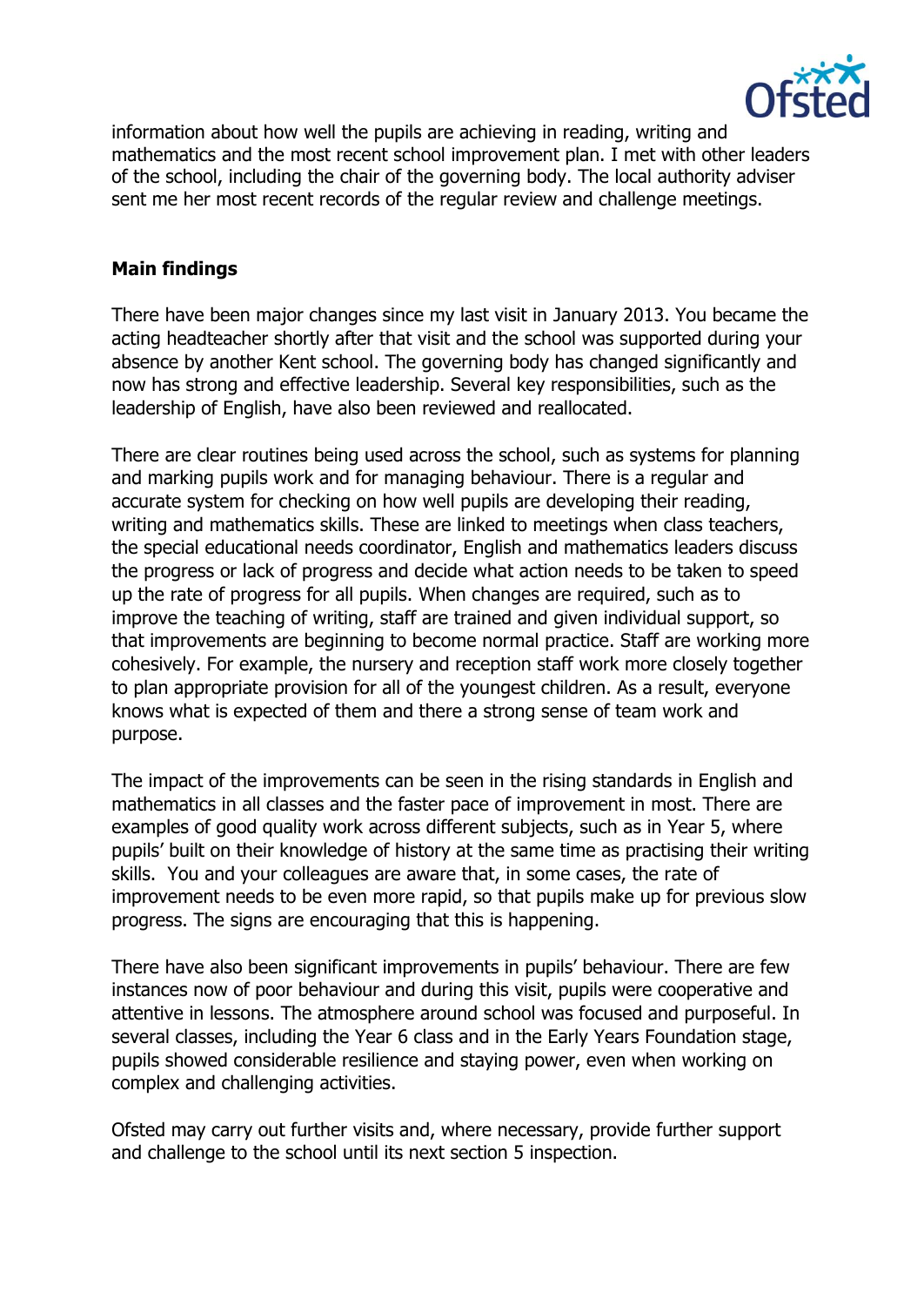information about how well the pupils are achieving in reading, writing and mathematics and the most recent school improvement plan. I met with other leaders of the school, including the chair of the governing body. The local authority adviser sent me her most recent records of the regular review and challenge meetings.

**Main findings**

There have been major changes since my last visit in January 2013. You became the acting headteacher shortly after that visit and the school was supported during your absence by another Kent school. The governing body has changed significantly and now has strong and effective leadership. Several key responsibilities, such as the leadership of English, have also been reviewed and reallocated.

There are clear routines being used across the school, such as systems for planning and marking pupils work and for managing behaviour. There is a regular and accurate system for checking on how well pupils are developing their reading, writing and mathematics skills. These are linked to meetings when class teachers, the special educational needs coordinator, English and mathematics leaders discuss the progress or lack of progress and decide what action needs to be taken to speed up the rate of progress for all pupils. When changes are required, such as to improve the teaching of writing, staff are trained and given individual support, so that improvements are beginning to become normal practice. Staff are working more cohesively. For example, the nursery and reception staff work more closely together to plan appropriate provision for all of the youngest children. As a result, everyone knows what is expected of them and there a strong sense of team work and purpose.

The impact of the improvements can be seen in the rising standards in English and mathematics in all classes and the faster pace of improvement in most. There are examples of good quality work across different subjects, such as in Year 5, where pupils' built on their knowledge of history at the same time as practising their writing skills. You and your colleagues are aware that, in some cases, the rate of improvement needs to be even more rapid, so that pupils make up for previous slow progress. The signs are encouraging that this is happening.

There have also been significant improvements in pupils' behaviour. There are few instances now of poor behaviour and during this visit, pupils were cooperative and attentive in lessons. The atmosphere around school was focused and purposeful. In several classes, including the Year 6 class and in the Early Years Foundation stage, pupils showed considerable resilience and staying power, even when working on complex and challenging activities.

Ofsted may carry out further visits and, where necessary, provide further support and challenge to the school until its next section 5 inspection.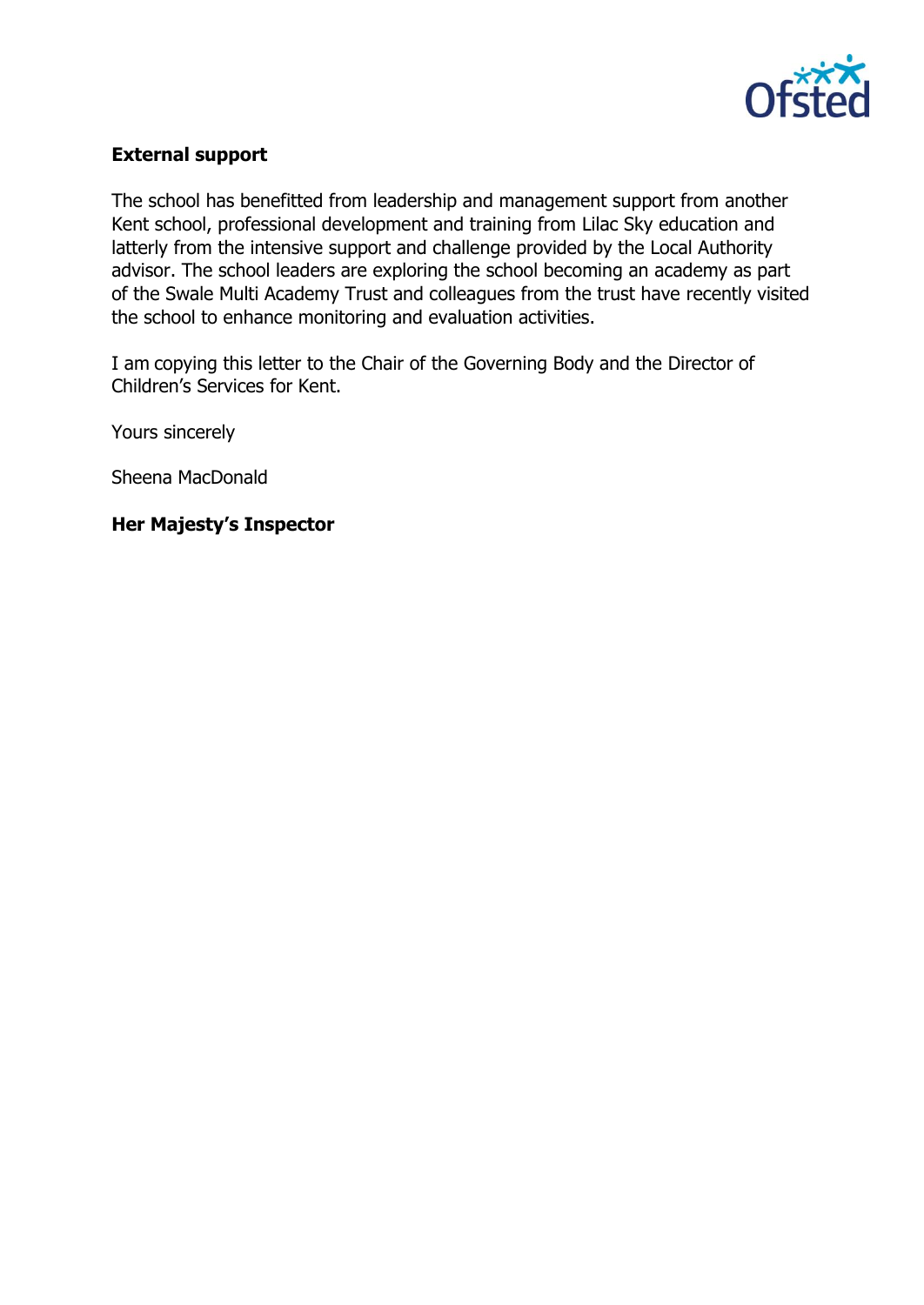**External support**

The school has benefitted from leadership and management support from another Kent school, professional development and training from Lilac Sky education and latterly from the intensive support and challenge provided by the Local Authority advisor. The school leaders are exploring the school becoming an academy as part of the Swale Multi Academy Trust and colleagues from the trust have recently visited the school to enhance monitoring and evaluation activities.

I am copying this letter to the Chair of the Governing Body and the Director of Children's Services for Kent.

Yours sincerely

Sheena MacDonald

**Her Majesty's Inspector**